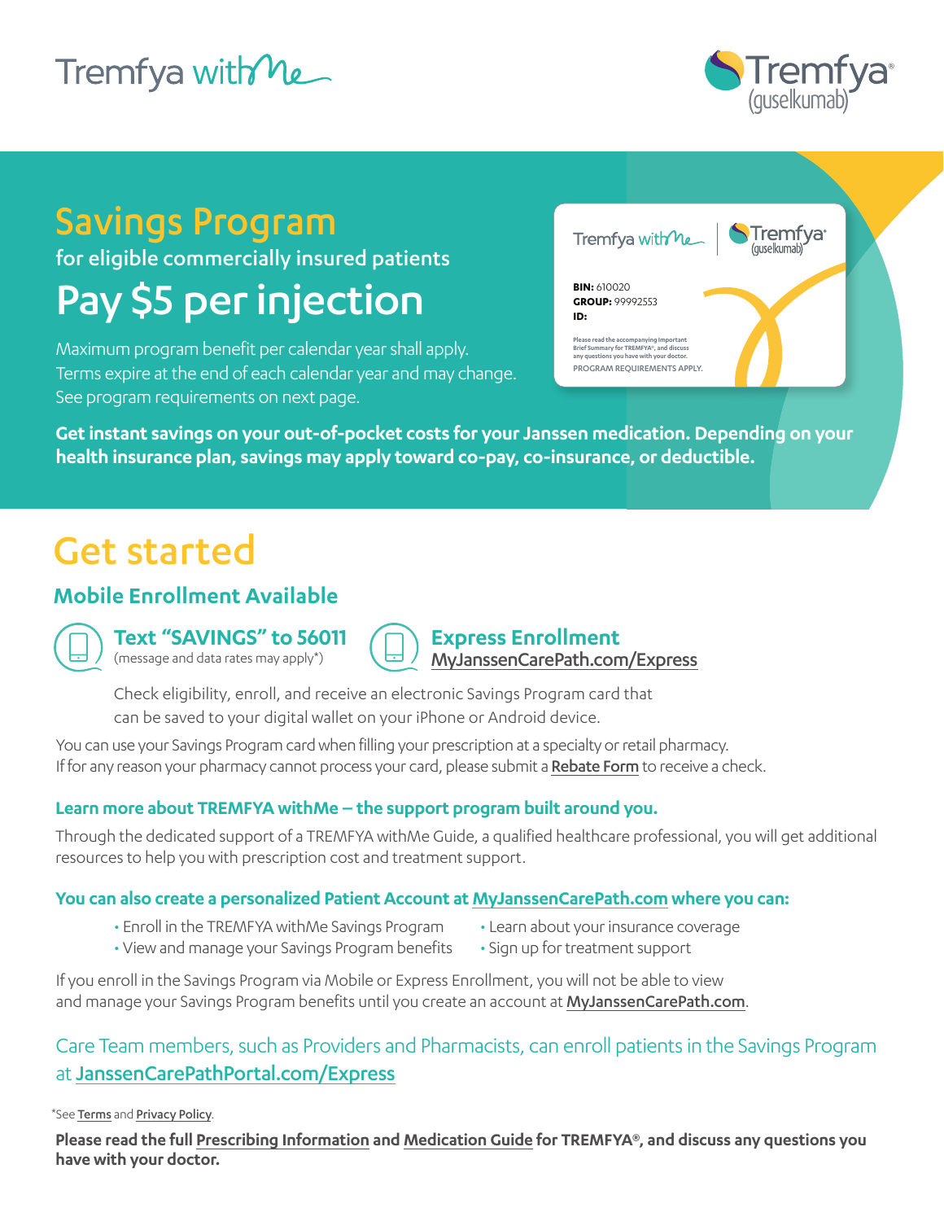Tremfya withMe

Tremfya® (guselkumab)

# Savings Program

for eligible commercially insured patients

## Pay $5 per injection

Maximum program benefit per calendar year shall apply.
Terms expire at the end of each calendar year and may change.
See program requirements on next page.

Tremfya withMe | Tremfya® (guselkumab)

**BIN:** 610020
**GROUP:** 99992553
**ID:**

Please read the accompanying Important Brief Summary for TREMFYA®, and discuss any questions you have with your doctor.
PROGRAM REQUIREMENTS APPLY.

**Get instant savings on your out-of-pocket costs for your Janssen medication. Depending on your health insurance plan, savings may apply toward co-pay, co-insurance, or deductible.**

# Get started

### Mobile Enrollment Available

**Text "SAVINGS" to 56011**
(message and data rates may apply*)

**Express Enrollment**
MyJanssenCarePath.com/Express

Check eligibility, enroll, and receive an electronic Savings Program card that can be saved to your digital wallet on your iPhone or Android device.

You can use your Savings Program card when filling your prescription at a specialty or retail pharmacy.
If for any reason your pharmacy cannot process your card, please submit a **Rebate Form** to receive a check.

**Learn more about TREMFYA withMe – the support program built around you.**

Through the dedicated support of a TREMFYA withMe Guide, a qualified healthcare professional, you will get additional resources to help you with prescription cost and treatment support.

**You can also create a personalized Patient Account at MyJanssenCarePath.com where you can:**

- Enroll in the TREMFYA withMe Savings Program
- View and manage your Savings Program benefits
- Learn about your insurance coverage
- Sign up for treatment support

If you enroll in the Savings Program via Mobile or Express Enrollment, you will not be able to view and manage your Savings Program benefits until you create an account at **MyJanssenCarePath.com**.

Care Team members, such as Providers and Pharmacists, can enroll patients in the Savings Program at **JanssenCarePathPortal.com/Express**

*See Terms and Privacy Policy.

**Please read the full Prescribing Information and Medication Guide for TREMFYA®, and discuss any questions you have with your doctor.**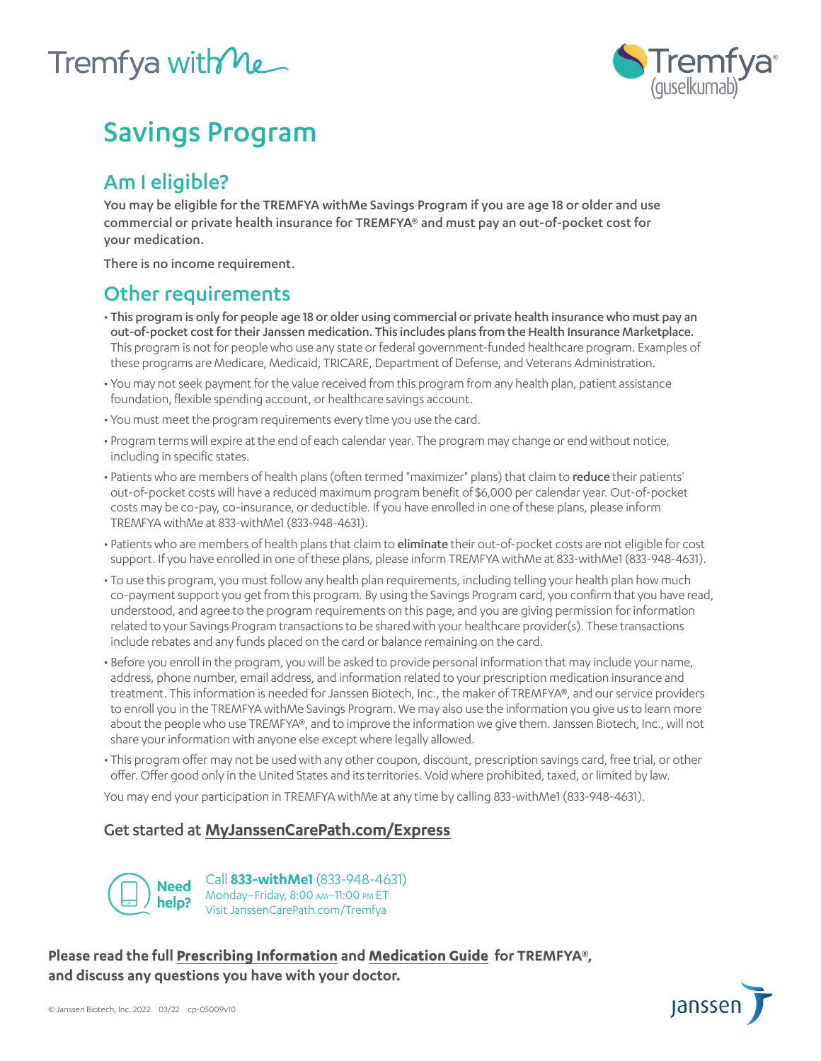Tremfya withMe

Tremfya® (guselkumab)

# Savings Program

## Am I eligible?

You may be eligible for the TREMFYA withMe Savings Program if you are age 18 or older and use commercial or private health insurance for TREMFYA® and must pay an out-of-pocket cost for your medication.

There is no income requirement.

## Other requirements

- **This program is only for people age 18 or older using commercial or private health insurance who must pay an out-of-pocket cost for their Janssen medication. This includes plans from the Health Insurance Marketplace.** This program is not for people who use any state or federal government-funded healthcare program. Examples of these programs are Medicare, Medicaid, TRICARE, Department of Defense, and Veterans Administration.
- You may not seek payment for the value received from this program from any health plan, patient assistance foundation, flexible spending account, or healthcare savings account.
- You must meet the program requirements every time you use the card.
- Program terms will expire at the end of each calendar year. The program may change or end without notice, including in specific states.
- Patients who are members of health plans (often termed "maximizer" plans) that claim to **reduce** their patients' out-of-pocket costs will have a reduced maximum program benefit of $6,000 per calendar year. Out-of-pocket costs may be co-pay, co-insurance, or deductible. If you have enrolled in one of these plans, please inform TREMFYA withMe at 833-withMe1 (833-948-4631).
- Patients who are members of health plans that claim to **eliminate** their out-of-pocket costs are not eligible for cost support. If you have enrolled in one of these plans, please inform TREMFYA withMe at 833-withMe1 (833-948-4631).
- To use this program, you must follow any health plan requirements, including telling your health plan how much co-payment support you get from this program. By using the Savings Program card, you confirm that you have read, understood, and agree to the program requirements on this page, and you are giving permission for information related to your Savings Program transactions to be shared with your healthcare provider(s). These transactions include rebates and any funds placed on the card or balance remaining on the card.
- Before you enroll in the program, you will be asked to provide personal information that may include your name, address, phone number, email address, and information related to your prescription medication insurance and treatment. This information is needed for Janssen Biotech, Inc., the maker of TREMFYA®, and our service providers to enroll you in the TREMFYA withMe Savings Program. We may also use the information you give us to learn more about the people who use TREMFYA®, and to improve the information we give them. Janssen Biotech, Inc., will not share your information with anyone else except where legally allowed.
- This program offer may not be used with any other coupon, discount, prescription savings card, free trial, or other offer. Offer good only in the United States and its territories. Void where prohibited, taxed, or limited by law.

You may end your participation in TREMFYA withMe at any time by calling 833-withMe1 (833-948-4631).

### Get started at MyJanssenCarePath.com/Express

**Need help?** Call **833-withMe1** (833-948-4631)
Monday–Friday, 8:00 AM–11:00 PM ET
Visit JanssenCarePath.com/Tremfya

**Please read the full Prescribing Information and Medication Guide for TREMFYA®, and discuss any questions you have with your doctor.**

© Janssen Biotech, Inc. 2022 03/22 cp-05009v10

Janssen